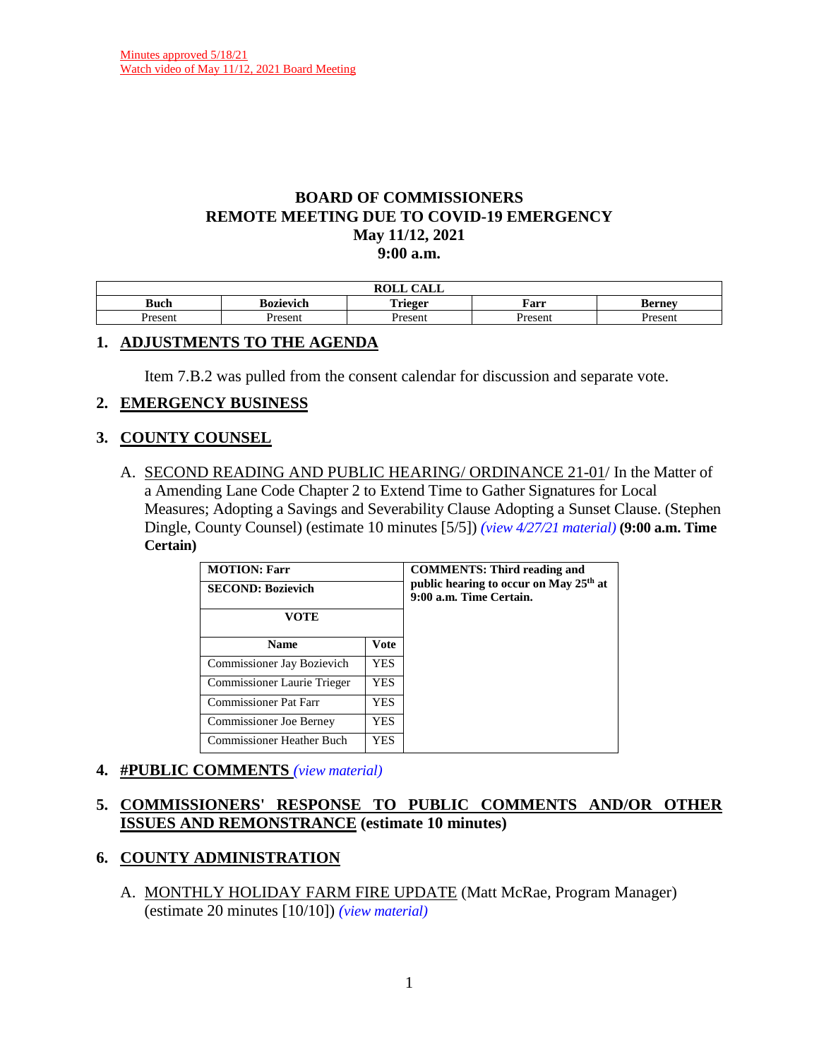Minutes approved 5/18/21
Watch video of May 11/12, 2021 Board Meeting

# BOARD OF COMMISSIONERS
# REMOTE MEETING DUE TO COVID-19 EMERGENCY
# May 11/12, 2021
# 9:00 a.m.

| ROLL CALL | | | | |
|---|---|---|---|---|
| **Buch** | **Bozievich** | **Trieger** | **Farr** | **Berney** |
| Present | Present | Present | Present | Present |

## 1. ADJUSTMENTS TO THE AGENDA

Item 7.B.2 was pulled from the consent calendar for discussion and separate vote.

## 2. EMERGENCY BUSINESS

## 3. COUNTY COUNSEL

A. SECOND READING AND PUBLIC HEARING/ ORDINANCE 21-01/ In the Matter of a Amending Lane Code Chapter 2 to Extend Time to Gather Signatures for Local Measures; Adopting a Savings and Severability Clause Adopting a Sunset Clause. (Stephen Dingle, County Counsel) (estimate 10 minutes [5/5]) *(view 4/27/21 material)* **(9:00 a.m. Time Certain)**

| **MOTION: Farr** | | **COMMENTS: Third reading and public hearing to occur on May 25th at 9:00 a.m. Time Certain.** |
|---|---|---|
| **SECOND: Bozievich** | | |
| **VOTE** | | |
| **Name** | **Vote** | |
| Commissioner Jay Bozievich | YES | |
| Commissioner Laurie Trieger | YES | |
| Commissioner Pat Farr | YES | |
| Commissioner Joe Berney | YES | |
| Commissioner Heather Buch | YES | |

## 4. #PUBLIC COMMENTS *(view material)*

## 5. COMMISSIONERS' RESPONSE TO PUBLIC COMMENTS AND/OR OTHER ISSUES AND REMONSTRANCE (estimate 10 minutes)

## 6. COUNTY ADMINISTRATION

A. MONTHLY HOLIDAY FARM FIRE UPDATE (Matt McRae, Program Manager) (estimate 20 minutes [10/10]) *(view material)*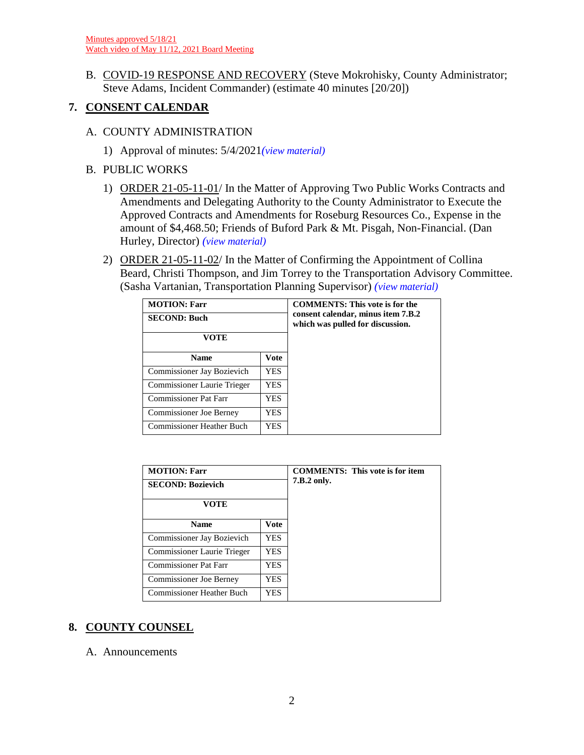Minutes approved 5/18/21
Watch video of May 11/12, 2021 Board Meeting

B. COVID-19 RESPONSE AND RECOVERY (Steve Mokrohisky, County Administrator; Steve Adams, Incident Commander) (estimate 40 minutes [20/20])

## 7. CONSENT CALENDAR

A. COUNTY ADMINISTRATION

1) Approval of minutes: 5/4/2021*(view material)*

B. PUBLIC WORKS

1) ORDER 21-05-11-01/ In the Matter of Approving Two Public Works Contracts and Amendments and Delegating Authority to the County Administrator to Execute the Approved Contracts and Amendments for Roseburg Resources Co., Expense in the amount of $4,468.50; Friends of Buford Park & Mt. Pisgah, Non-Financial. (Dan Hurley, Director) *(view material)*

2) ORDER 21-05-11-02/ In the Matter of Confirming the Appointment of Collina Beard, Christi Thompson, and Jim Torrey to the Transportation Advisory Committee. (Sasha Vartanian, Transportation Planning Supervisor) *(view material)*

| **MOTION: Farr** | | **COMMENTS: This vote is for the consent calendar, minus item 7.B.2 which was pulled for discussion.** |
|---|---|---|
| **SECOND: Buch** | | |
| **VOTE** | | |
| **Name** | **Vote** | |
| Commissioner Jay Bozievich | YES | |
| Commissioner Laurie Trieger | YES | |
| Commissioner Pat Farr | YES | |
| Commissioner Joe Berney | YES | |
| Commissioner Heather Buch | YES | |

| **MOTION: Farr** | | **COMMENTS: This vote is for item 7.B.2 only.** |
|---|---|---|
| **SECOND: Bozievich** | | |
| **VOTE** | | |
| **Name** | **Vote** | |
| Commissioner Jay Bozievich | YES | |
| Commissioner Laurie Trieger | YES | |
| Commissioner Pat Farr | YES | |
| Commissioner Joe Berney | YES | |
| Commissioner Heather Buch | YES | |

## 8. COUNTY COUNSEL

A. Announcements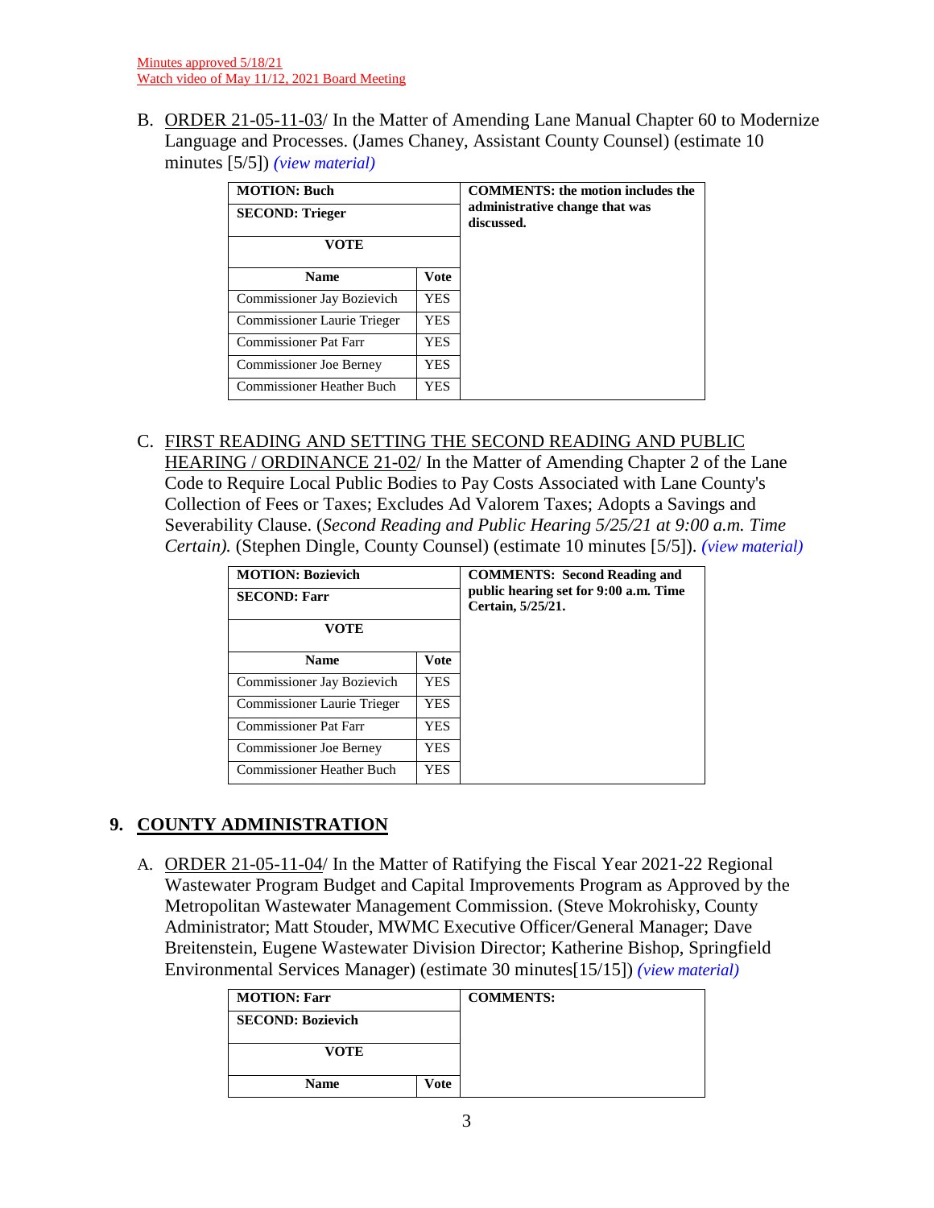Minutes approved 5/18/21
Watch video of May 11/12, 2021 Board Meeting

B. ORDER 21-05-11-03/ In the Matter of Amending Lane Manual Chapter 60 to Modernize Language and Processes. (James Chaney, Assistant County Counsel) (estimate 10 minutes [5/5]) *(view material)*

| MOTION: Buch | | COMMENTS: the motion includes the administrative change that was discussed. |
|---|---|---|
| SECOND: Trieger | | |
| VOTE | | |
| Name | Vote | |
| Commissioner Jay Bozievich | YES | |
| Commissioner Laurie Trieger | YES | |
| Commissioner Pat Farr | YES | |
| Commissioner Joe Berney | YES | |
| Commissioner Heather Buch | YES | |

C. FIRST READING AND SETTING THE SECOND READING AND PUBLIC HEARING / ORDINANCE 21-02/ In the Matter of Amending Chapter 2 of the Lane Code to Require Local Public Bodies to Pay Costs Associated with Lane County's Collection of Fees or Taxes; Excludes Ad Valorem Taxes; Adopts a Savings and Severability Clause. (*Second Reading and Public Hearing 5/25/21 at 9:00 a.m. Time Certain).* (Stephen Dingle, County Counsel) (estimate 10 minutes [5/5]). *(view material)*

| MOTION: Bozievich | | COMMENTS: Second Reading and public hearing set for 9:00 a.m. Time Certain, 5/25/21. |
|---|---|---|
| SECOND: Farr | | |
| VOTE | | |
| Name | Vote | |
| Commissioner Jay Bozievich | YES | |
| Commissioner Laurie Trieger | YES | |
| Commissioner Pat Farr | YES | |
| Commissioner Joe Berney | YES | |
| Commissioner Heather Buch | YES | |

## 9. COUNTY ADMINISTRATION

A. ORDER 21-05-11-04/ In the Matter of Ratifying the Fiscal Year 2021-22 Regional Wastewater Program Budget and Capital Improvements Program as Approved by the Metropolitan Wastewater Management Commission. (Steve Mokrohisky, County Administrator; Matt Stouder, MWMC Executive Officer/General Manager; Dave Breitenstein, Eugene Wastewater Division Director; Katherine Bishop, Springfield Environmental Services Manager) (estimate 30 minutes[15/15]) *(view material)*

| MOTION: Farr | | COMMENTS: |
|---|---|---|
| SECOND: Bozievich | | |
| VOTE | | |
| Name | Vote | |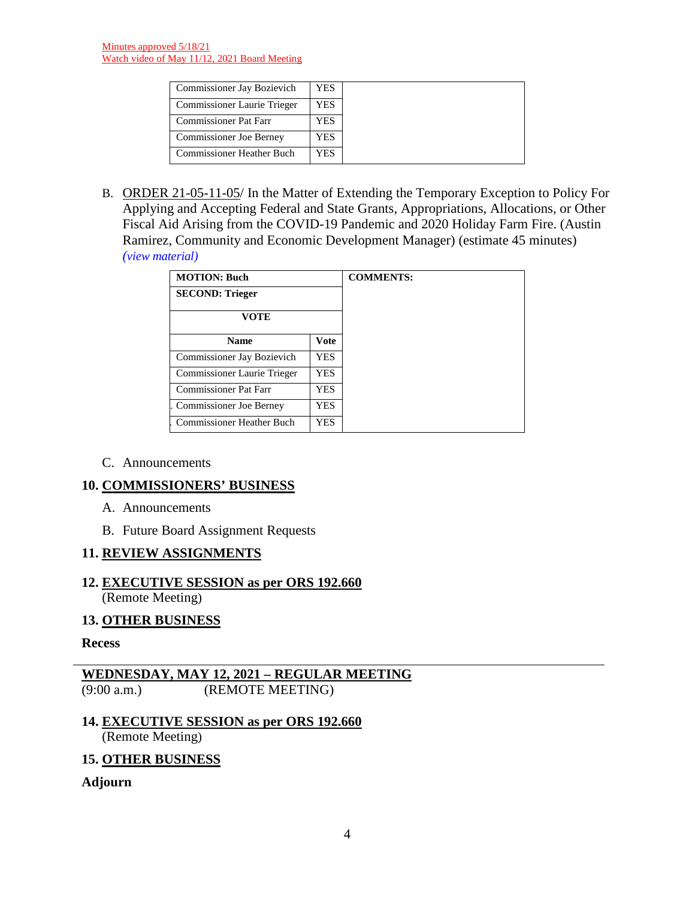Minutes approved 5/18/21
Watch video of May 11/12, 2021 Board Meeting

| | | |
|---|---|---|
| Commissioner Jay Bozievich | YES | |
| Commissioner Laurie Trieger | YES | |
| Commissioner Pat Farr | YES | |
| Commissioner Joe Berney | YES | |
| Commissioner Heather Buch | YES | |

B. ORDER 21-05-11-05/ In the Matter of Extending the Temporary Exception to Policy For Applying and Accepting Federal and State Grants, Appropriations, Allocations, or Other Fiscal Aid Arising from the COVID-19 Pandemic and 2020 Holiday Farm Fire. (Austin Ramirez, Community and Economic Development Manager) (estimate 45 minutes) *(view material)*

| **MOTION: Buch** | | **COMMENTS:** |
|---|---|---|
| **SECOND: Trieger** | | |
| **VOTE** | | |
| **Name** | **Vote** | |
| Commissioner Jay Bozievich | YES | |
| Commissioner Laurie Trieger | YES | |
| Commissioner Pat Farr | YES | |
| Commissioner Joe Berney | YES | |
| Commissioner Heather Buch | YES | |

C. Announcements

## 10. COMMISSIONERS' BUSINESS

A. Announcements

B. Future Board Assignment Requests

## 11. REVIEW ASSIGNMENTS

## 12. EXECUTIVE SESSION as per ORS 192.660

(Remote Meeting)

## 13. OTHER BUSINESS

**Recess**

---

## WEDNESDAY, MAY 12, 2021 – REGULAR MEETING

(9:00 a.m.) (REMOTE MEETING)

## 14. EXECUTIVE SESSION as per ORS 192.660

(Remote Meeting)

## 15. OTHER BUSINESS

**Adjourn**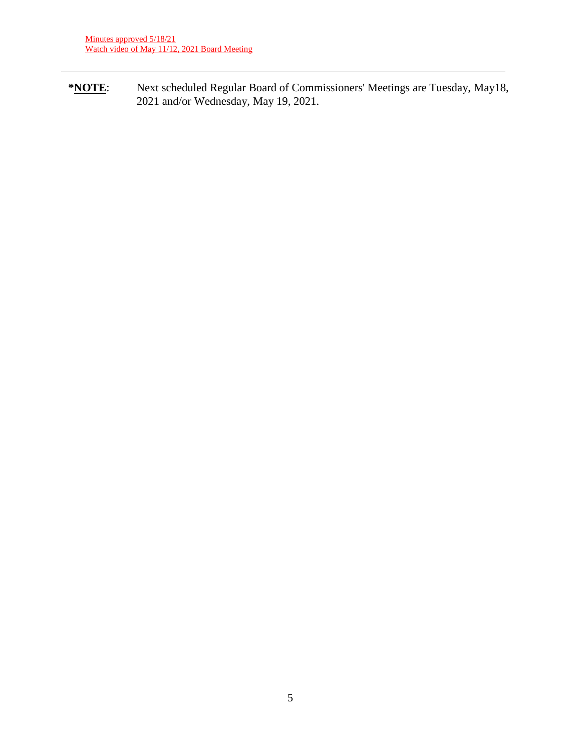Minutes approved 5/18/21
Watch video of May 11/12, 2021 Board Meeting

---

***NOTE**: Next scheduled Regular Board of Commissioners' Meetings are Tuesday, May18, 2021 and/or Wednesday, May 19, 2021.